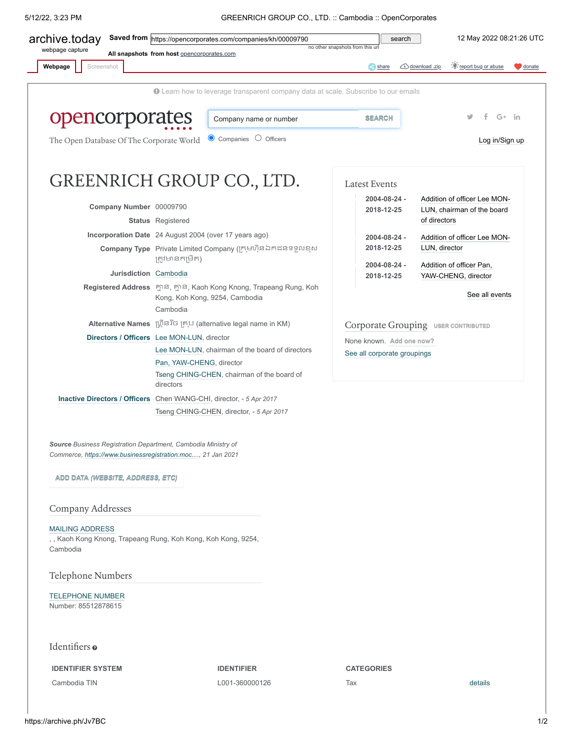archive.today webpage capture | Saved from https://opencorporates.com/companies/kh/00009790 | 12 May 2022 08:21:26 UTC

All snapshots from host opencorporates.com

Learn how to leverage transparent company data at scale. Subscribe to our emails

opencorporates

The Open Database Of The Corporate World

# GREENRICH GROUP CO., LTD.

**Company Number** 00009790

**Status** Registered

**Incorporation Date** 24 August 2004 (over 17 years ago)

**Company Type** Private Limited Company (ក្រុមហ៊ុនឯកជនទទួលខុសត្រូវមានកម្រិត)

**Jurisdiction** Cambodia

**Registered Address** គ្មាន, គ្មាន, Kaoh Kong Knong, Trapeang Rung, Koh Kong, Koh Kong, 9254, Cambodia
Cambodia

**Alternative Names** ហ្គ្រីនរិច គ្រុប (alternative legal name in KM)

**Directors / Officers**
- Lee MON-LUN, director
- Lee MON-LUN, chairman of the board of directors
- Pan, YAW-CHENG, director
- Tseng CHING-CHEN, chairman of the board of directors

**Inactive Directors / Officers**
- Chen WANG-CHI, director, - *5 Apr 2017*
- Tseng CHING-CHEN, director, - *5 Apr 2017*

***Source** Business Registration Department, Cambodia Ministry of Commerce, https://www.businessregistration.moc...., 21 Jan 2021*

ADD DATA (WEBSITE, ADDRESS, ETC)

## Latest Events

| Date | Event |
|---|---|
| 2004-08-24 - 2018-12-25 | Addition of officer Lee MON-LUN, chairman of the board of directors |
| 2004-08-24 - 2018-12-25 | Addition of officer Lee MON-LUN, director |
| 2004-08-24 - 2018-12-25 | Addition of officer Pan, YAW-CHENG, director |

See all events

## Corporate Grouping

USER CONTRIBUTED

None known. Add one now?

See all corporate groupings

## Company Addresses

MAILING ADDRESS
, , Kaoh Kong Knong, Trapeang Rung, Koh Kong, Koh Kong, 9254, Cambodia

## Telephone Numbers

TELEPHONE NUMBER
Number: 85512878615

## Identifiers

| IDENTIFIER SYSTEM | IDENTIFIER | CATEGORIES | |
|---|---|---|---|
| Cambodia TIN | L001-360000126 | Tax | details |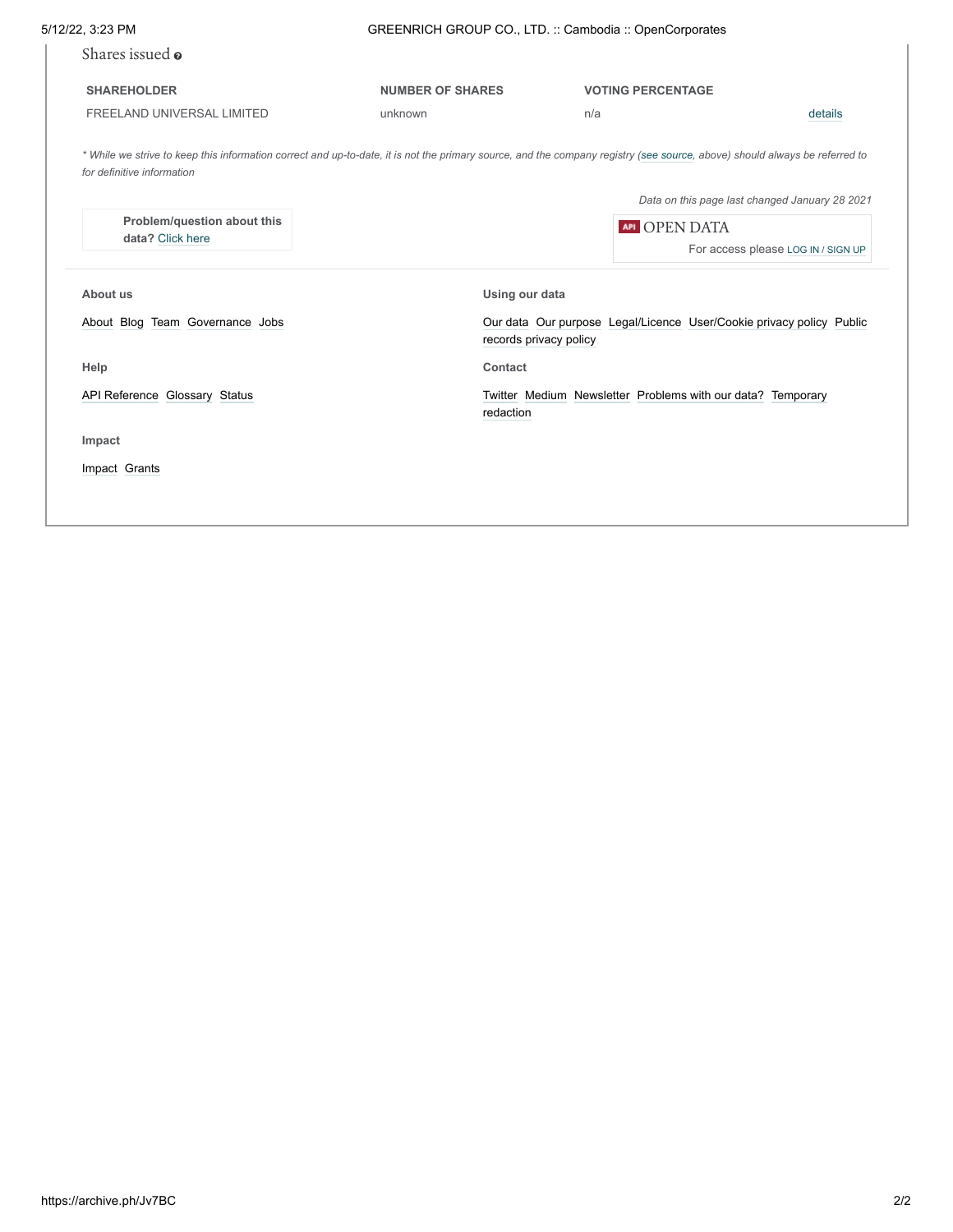## Shares issued

| SHAREHOLDER | NUMBER OF SHARES | VOTING PERCENTAGE | |
|---|---|---|---|
| FREELAND UNIVERSAL LIMITED | unknown | n/a | details |

*\* While we strive to keep this information correct and up-to-date, it is not the primary source, and the company registry (see source, above) should always be referred to for definitive information*

*Data on this page last changed January 28 2021*

**Problem/question about this data?** Click here

OPEN DATA

For access please LOG IN / SIGN UP

**About us**

About Blog Team Governance Jobs

**Using our data**

Our data Our purpose Legal/Licence User/Cookie privacy policy Public records privacy policy

**Help**

API Reference Glossary Status

**Contact**

Twitter Medium Newsletter Problems with our data? Temporary redaction

**Impact**

Impact Grants